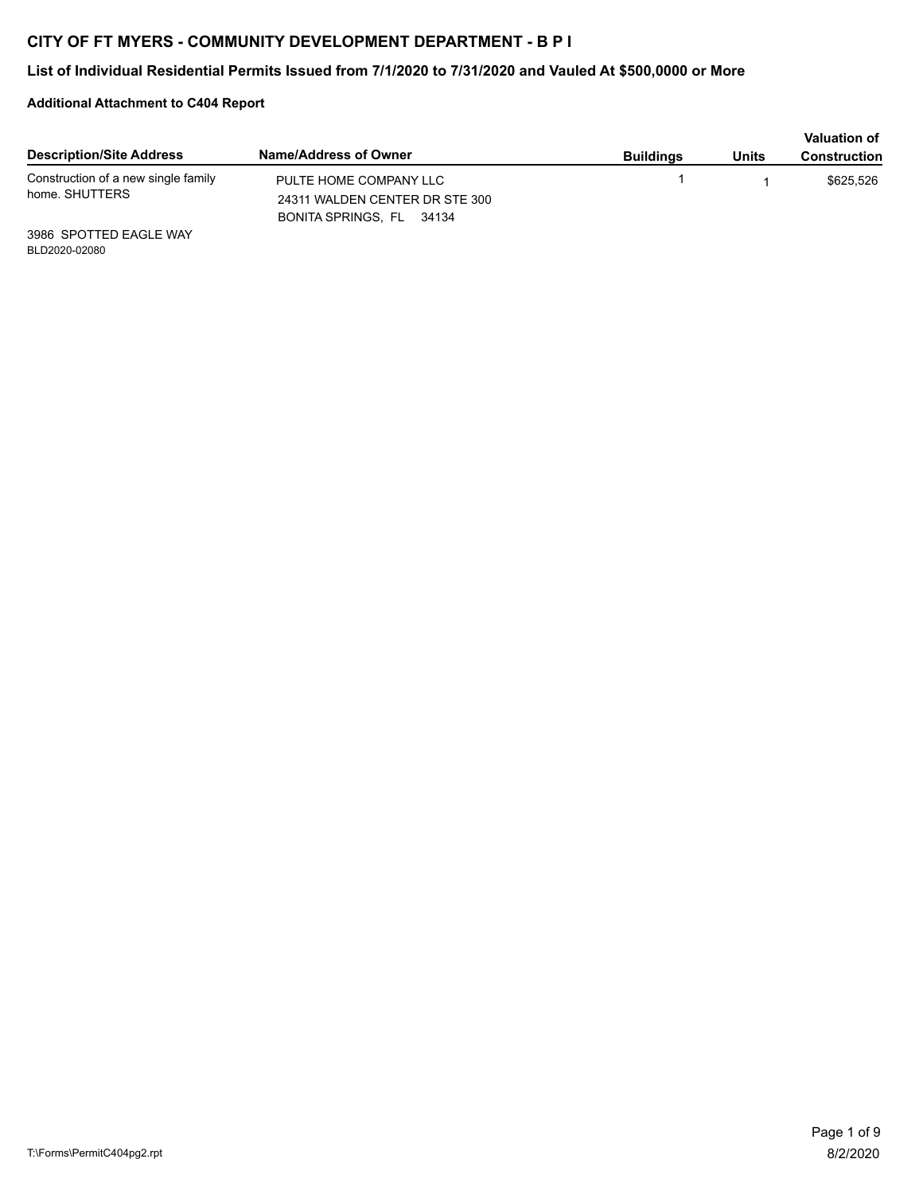# CITY OF FT MYERS - COMMUNITY DEVELOPMENT DEPARTMENT - B P I

## List of Individual Residential Permits Issued from 7/1/2020 to 7/31/2020 and Vauled At $500,0000 or More

**Additional Attachment to C404 Report**

| Description/Site Address | Name/Address of Owner | Buildings | Units | Valuation of Construction |
|---|---|---|---|---|
| Construction of a new single family home. SHUTTERS<br>3986 SPOTTED EAGLE WAY<br>BLD2020-02080 | PULTE HOME COMPANY LLC<br>24311 WALDEN CENTER DR STE 300<br>BONITA SPRINGS, FL 34134 | 1 | 1 | $625,526 |

T:\Forms\PermitC404pg2.rpt

8/2/2020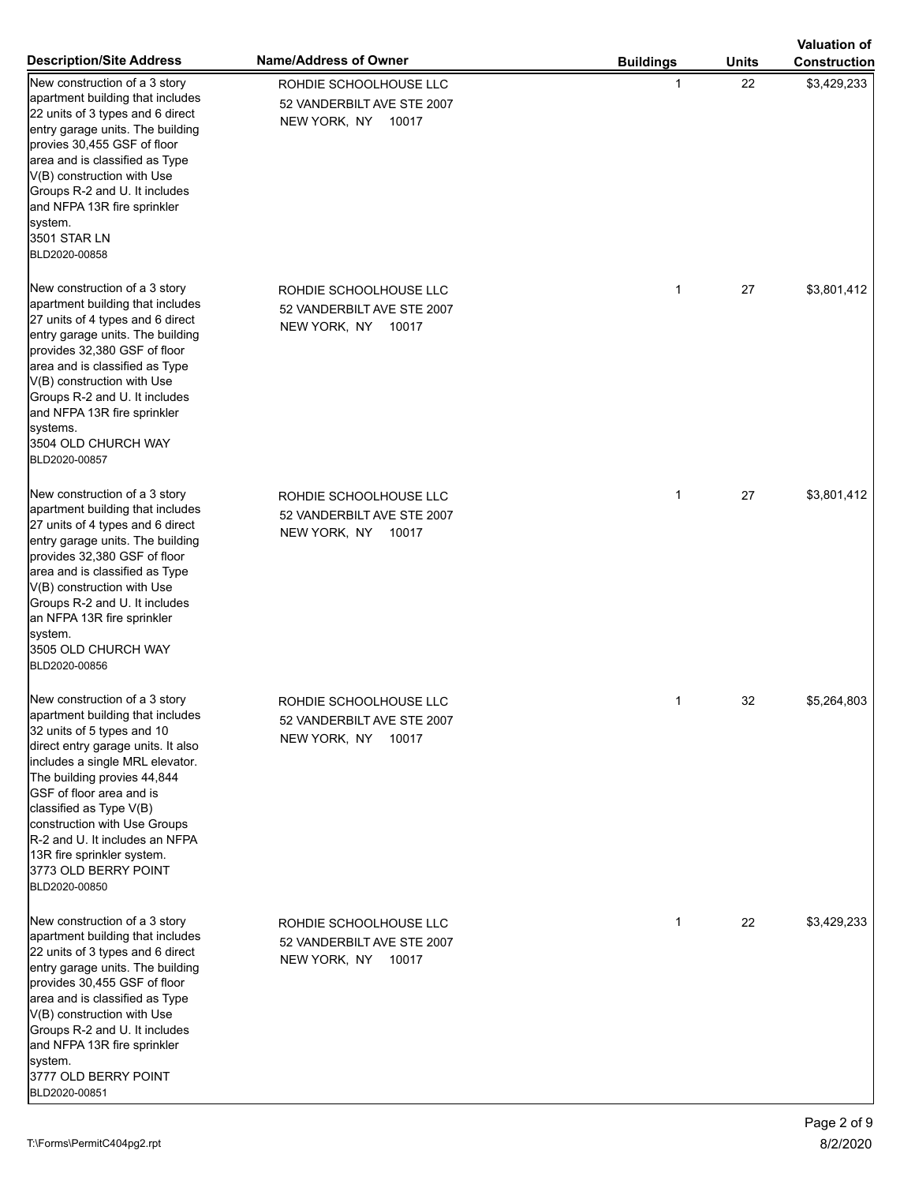| Description/Site Address | Name/Address of Owner | Buildings | Units | Valuation of Construction |
|---|---|---|---|---|
| New construction of a 3 story apartment building that includes 22 units of 3 types and 6 direct entry garage units. The building provies 30,455 GSF of floor area and is classified as Type V(B) construction with Use Groups R-2 and U. It includes and NFPA 13R fire sprinkler system.<br>3501 STAR LN<br>BLD2020-00858 | ROHDIE SCHOOLHOUSE LLC<br>52 VANDERBILT AVE STE 2007<br>NEW YORK, NY 10017 | 1 | 22 | $3,429,233 |
| New construction of a 3 story apartment building that includes 27 units of 4 types and 6 direct entry garage units. The building provides 32,380 GSF of floor area and is classified as Type V(B) construction with Use Groups R-2 and U. It includes and NFPA 13R fire sprinkler systems.<br>3504 OLD CHURCH WAY<br>BLD2020-00857 | ROHDIE SCHOOLHOUSE LLC<br>52 VANDERBILT AVE STE 2007<br>NEW YORK, NY 10017 | 1 | 27 | $3,801,412 |
| New construction of a 3 story apartment building that includes 27 units of 4 types and 6 direct entry garage units. The building provides 32,380 GSF of floor area and is classified as Type V(B) construction with Use Groups R-2 and U. It includes an NFPA 13R fire sprinkler system.<br>3505 OLD CHURCH WAY<br>BLD2020-00856 | ROHDIE SCHOOLHOUSE LLC<br>52 VANDERBILT AVE STE 2007<br>NEW YORK, NY 10017 | 1 | 27 | $3,801,412 |
| New construction of a 3 story apartment building that includes 32 units of 5 types and 10 direct entry garage units. It also includes a single MRL elevator. The building provies 44,844 GSF of floor area and is classified as Type V(B) construction with Use Groups R-2 and U. It includes an NFPA 13R fire sprinkler system.<br>3773 OLD BERRY POINT<br>BLD2020-00850 | ROHDIE SCHOOLHOUSE LLC<br>52 VANDERBILT AVE STE 2007<br>NEW YORK, NY 10017 | 1 | 32 | $5,264,803 |
| New construction of a 3 story apartment building that includes 22 units of 3 types and 6 direct entry garage units. The building provides 30,455 GSF of floor area and is classified as Type V(B) construction with Use Groups R-2 and U. It includes and NFPA 13R fire sprinkler system.<br>3777 OLD BERRY POINT<br>BLD2020-00851 | ROHDIE SCHOOLHOUSE LLC<br>52 VANDERBILT AVE STE 2007<br>NEW YORK, NY 10017 | 1 | 22 | $3,429,233 |

T:\Forms\PermitC404pg2.rpt

8/2/2020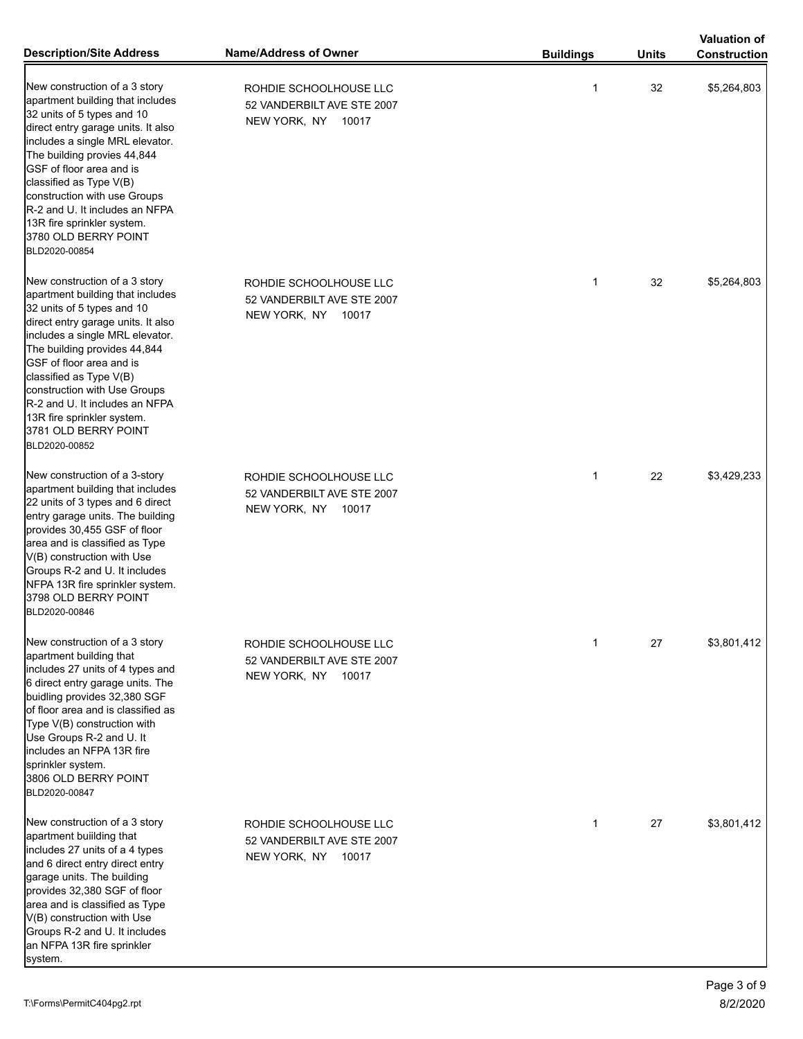| Description/Site Address | Name/Address of Owner | Buildings | Units | Valuation of Construction |
|---|---|---|---|---|
| New construction of a 3 story apartment building that includes 32 units of 5 types and 10 direct entry garage units. It also includes a single MRL elevator. The building provies 44,844 GSF of floor area and is classified as Type V(B) construction with use Groups R-2 and U. It includes an NFPA 13R fire sprinkler system.<br>3780 OLD BERRY POINT<br>BLD2020-00854 | ROHDIE SCHOOLHOUSE LLC<br>52 VANDERBILT AVE STE 2007<br>NEW YORK, NY 10017 | 1 | 32 | $5,264,803 |
| New construction of a 3 story apartment building that includes 32 units of 5 types and 10 direct entry garage units. It also includes a single MRL elevator. The building provides 44,844 GSF of floor area and is classified as Type V(B) construction with Use Groups R-2 and U. It includes an NFPA 13R fire sprinkler system.<br>3781 OLD BERRY POINT<br>BLD2020-00852 | ROHDIE SCHOOLHOUSE LLC<br>52 VANDERBILT AVE STE 2007<br>NEW YORK, NY 10017 | 1 | 32 | $5,264,803 |
| New construction of a 3-story apartment building that includes 22 units of 3 types and 6 direct entry garage units. The building provides 30,455 GSF of floor area and is classified as Type V(B) construction with Use Groups R-2 and U. It includes NFPA 13R fire sprinkler system.<br>3798 OLD BERRY POINT<br>BLD2020-00846 | ROHDIE SCHOOLHOUSE LLC<br>52 VANDERBILT AVE STE 2007<br>NEW YORK, NY 10017 | 1 | 22 | $3,429,233 |
| New construction of a 3 story apartment building that includes 27 units of 4 types and 6 direct entry garage units. The buidling provides 32,380 SGF of floor area and is classified as Type V(B) construction with Use Groups R-2 and U. It includes an NFPA 13R fire sprinkler system.<br>3806 OLD BERRY POINT<br>BLD2020-00847 | ROHDIE SCHOOLHOUSE LLC<br>52 VANDERBILT AVE STE 2007<br>NEW YORK, NY 10017 | 1 | 27 | $3,801,412 |
| New construction of a 3 story apartment buiilding that includes 27 units of a 4 types and 6 direct entry direct entry garage units. The building provides 32,380 SGF of floor area and is classified as Type V(B) construction with Use Groups R-2 and U. It includes an NFPA 13R fire sprinkler system. | ROHDIE SCHOOLHOUSE LLC<br>52 VANDERBILT AVE STE 2007<br>NEW YORK, NY 10017 | 1 | 27 | $3,801,412 |

T:\Forms\PermitC404pg2.rpt

8/2/2020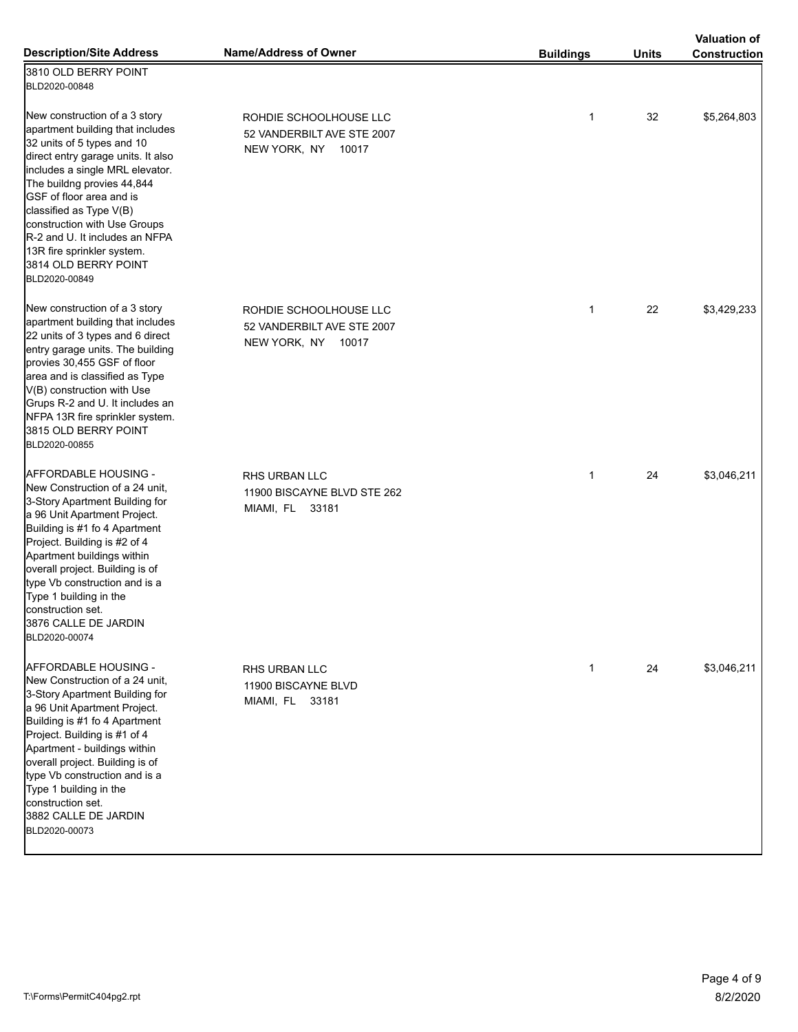| Description/Site Address | Name/Address of Owner | Buildings | Units | Valuation of Construction |
|---|---|---|---|---|
| 3810 OLD BERRY POINT<br>BLD2020-00848 | | | | |
| New construction of a 3 story apartment building that includes 32 units of 5 types and 10 direct entry garage units. It also includes a single MRL elevator. The buildng provies 44,844 GSF of floor area and is classified as Type V(B) construction with Use Groups R-2 and U. It includes an NFPA 13R fire sprinkler system.<br>3814 OLD BERRY POINT<br>BLD2020-00849 | ROHDIE SCHOOLHOUSE LLC<br>52 VANDERBILT AVE STE 2007<br>NEW YORK, NY 10017 | 1 | 32 | $5,264,803 |
| New construction of a 3 story apartment building that includes 22 units of 3 types and 6 direct entry garage units. The building provies 30,455 GSF of floor area and is classified as Type V(B) construction with Use Grups R-2 and U. It includes an NFPA 13R fire sprinkler system.<br>3815 OLD BERRY POINT<br>BLD2020-00855 | ROHDIE SCHOOLHOUSE LLC<br>52 VANDERBILT AVE STE 2007<br>NEW YORK, NY 10017 | 1 | 22 | $3,429,233 |
| AFFORDABLE HOUSING - New Construction of a 24 unit, 3-Story Apartment Building for a 96 Unit Apartment Project. Building is #1 fo 4 Apartment Project. Building is #2 of 4 Apartment buildings within overall project. Building is of type Vb construction and is a Type 1 building in the construction set.<br>3876 CALLE DE JARDIN<br>BLD2020-00074 | RHS URBAN LLC<br>11900 BISCAYNE BLVD STE 262<br>MIAMI, FL 33181 | 1 | 24 | $3,046,211 |
| AFFORDABLE HOUSING - New Construction of a 24 unit, 3-Story Apartment Building for a 96 Unit Apartment Project. Building is #1 fo 4 Apartment Project. Building is #1 of 4 Apartment - buildings within overall project. Building is of type Vb construction and is a Type 1 building in the construction set.<br>3882 CALLE DE JARDIN<br>BLD2020-00073 | RHS URBAN LLC<br>11900 BISCAYNE BLVD<br>MIAMI, FL 33181 | 1 | 24 | $3,046,211 |

T:\Forms\PermitC404pg2.rpt

8/2/2020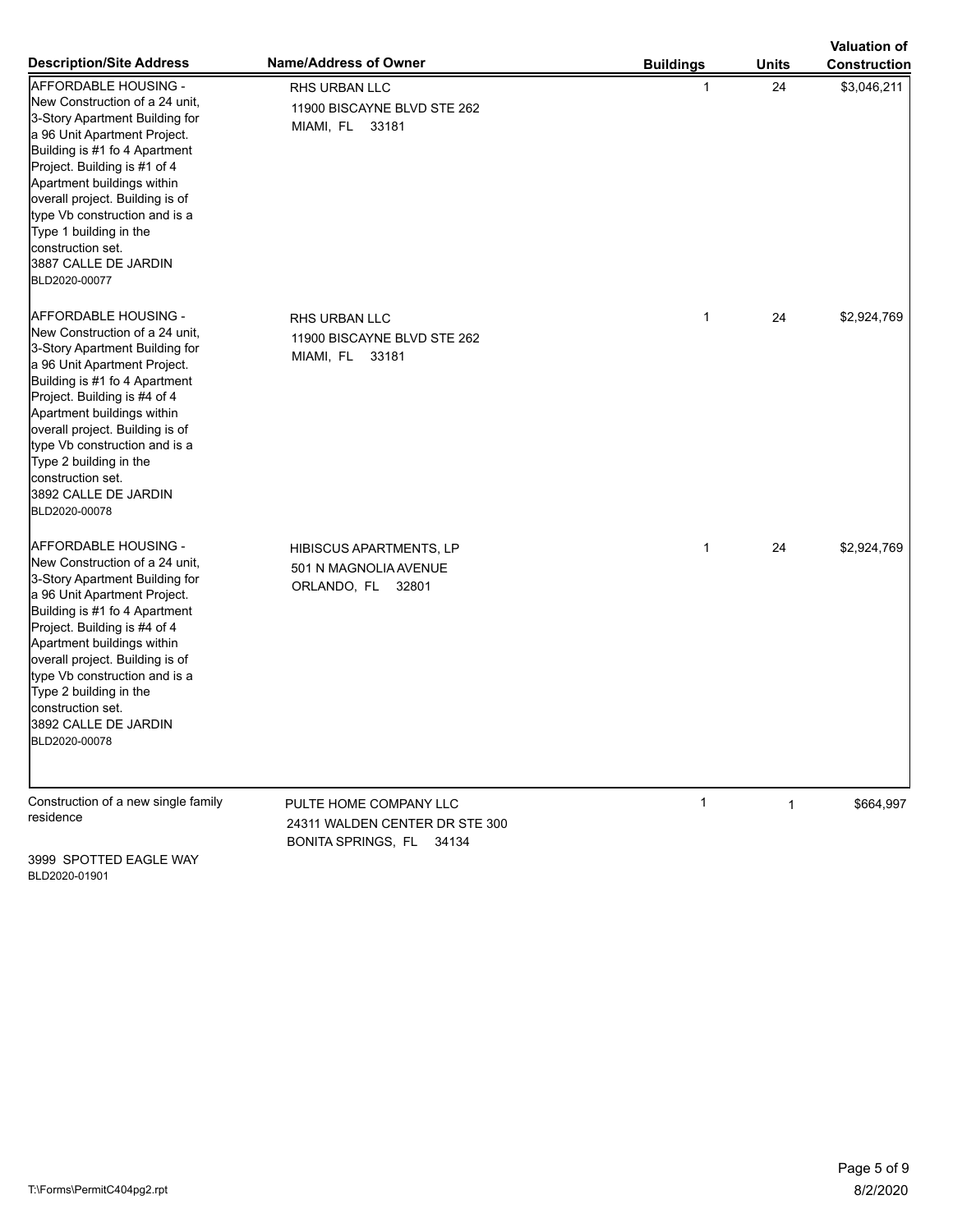| Description/Site Address | Name/Address of Owner | Buildings | Units | Valuation of Construction |
|---|---|---|---|---|
| AFFORDABLE HOUSING - New Construction of a 24 unit, 3-Story Apartment Building for a 96 Unit Apartment Project. Building is #1 fo 4 Apartment Project. Building is #1 of 4 Apartment buildings within overall project. Building is of type Vb construction and is a Type 1 building in the construction set.<br>3887 CALLE DE JARDIN<br>BLD2020-00077 | RHS URBAN LLC<br>11900 BISCAYNE BLVD STE 262<br>MIAMI, FL 33181 | 1 | 24 | $3,046,211 |
| AFFORDABLE HOUSING - New Construction of a 24 unit, 3-Story Apartment Building for a 96 Unit Apartment Project. Building is #1 fo 4 Apartment Project. Building is #4 of 4 Apartment buildings within overall project. Building is of type Vb construction and is a Type 2 building in the construction set.<br>3892 CALLE DE JARDIN<br>BLD2020-00078 | RHS URBAN LLC<br>11900 BISCAYNE BLVD STE 262<br>MIAMI, FL 33181 | 1 | 24 | $2,924,769 |
| AFFORDABLE HOUSING - New Construction of a 24 unit, 3-Story Apartment Building for a 96 Unit Apartment Project. Building is #1 fo 4 Apartment Project. Building is #4 of 4 Apartment buildings within overall project. Building is of type Vb construction and is a Type 2 building in the construction set.<br>3892 CALLE DE JARDIN<br>BLD2020-00078 | HIBISCUS APARTMENTS, LP<br>501 N MAGNOLIA AVENUE<br>ORLANDO, FL 32801 | 1 | 24 | $2,924,769 |
| Construction of a new single family residence<br>3999 SPOTTED EAGLE WAY<br>BLD2020-01901 | PULTE HOME COMPANY LLC<br>24311 WALDEN CENTER DR STE 300<br>BONITA SPRINGS, FL 34134 | 1 | 1 | $664,997 |

T:\Forms\PermitC404pg2.rpt

8/2/2020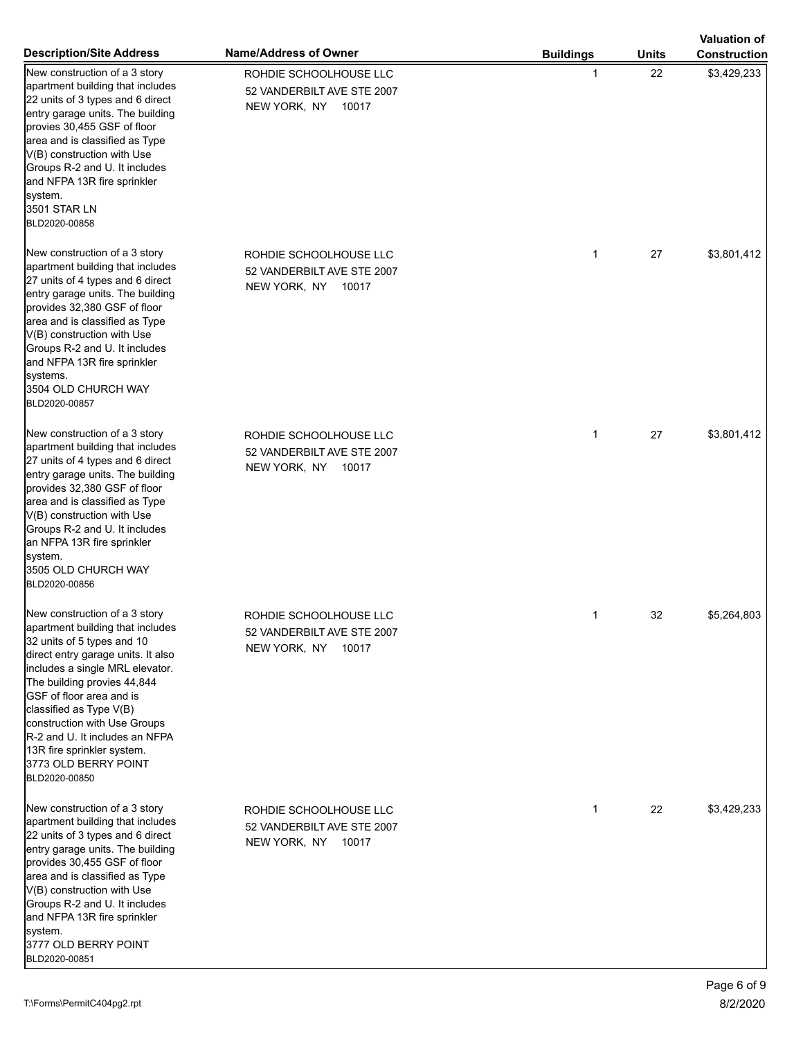| Description/Site Address | Name/Address of Owner | Buildings | Units | Valuation of Construction |
|---|---|---|---|---|
| New construction of a 3 story apartment building that includes 22 units of 3 types and 6 direct entry garage units. The building provies 30,455 GSF of floor area and is classified as Type V(B) construction with Use Groups R-2 and U. It includes and NFPA 13R fire sprinkler system. 3501 STAR LN BLD2020-00858 | ROHDIE SCHOOLHOUSE LLC 52 VANDERBILT AVE STE 2007 NEW YORK, NY 10017 | 1 | 22 | $3,429,233 |
| New construction of a 3 story apartment building that includes 27 units of 4 types and 6 direct entry garage units. The building provides 32,380 GSF of floor area and is classified as Type V(B) construction with Use Groups R-2 and U. It includes and NFPA 13R fire sprinkler systems. 3504 OLD CHURCH WAY BLD2020-00857 | ROHDIE SCHOOLHOUSE LLC 52 VANDERBILT AVE STE 2007 NEW YORK, NY 10017 | 1 | 27 | $3,801,412 |
| New construction of a 3 story apartment building that includes 27 units of 4 types and 6 direct entry garage units. The building provides 32,380 GSF of floor area and is classified as Type V(B) construction with Use Groups R-2 and U. It includes an NFPA 13R fire sprinkler system. 3505 OLD CHURCH WAY BLD2020-00856 | ROHDIE SCHOOLHOUSE LLC 52 VANDERBILT AVE STE 2007 NEW YORK, NY 10017 | 1 | 27 | $3,801,412 |
| New construction of a 3 story apartment building that includes 32 units of 5 types and 10 direct entry garage units. It also includes a single MRL elevator. The building provies 44,844 GSF of floor area and is classified as Type V(B) construction with Use Groups R-2 and U. It includes an NFPA 13R fire sprinkler system. 3773 OLD BERRY POINT BLD2020-00850 | ROHDIE SCHOOLHOUSE LLC 52 VANDERBILT AVE STE 2007 NEW YORK, NY 10017 | 1 | 32 | $5,264,803 |
| New construction of a 3 story apartment building that includes 22 units of 3 types and 6 direct entry garage units. The building provides 30,455 GSF of floor area and is classified as Type V(B) construction with Use Groups R-2 and U. It includes and NFPA 13R fire sprinkler system. 3777 OLD BERRY POINT BLD2020-00851 | ROHDIE SCHOOLHOUSE LLC 52 VANDERBILT AVE STE 2007 NEW YORK, NY 10017 | 1 | 22 | $3,429,233 |

T:\Forms\PermitC404pg2.rpt

8/2/2020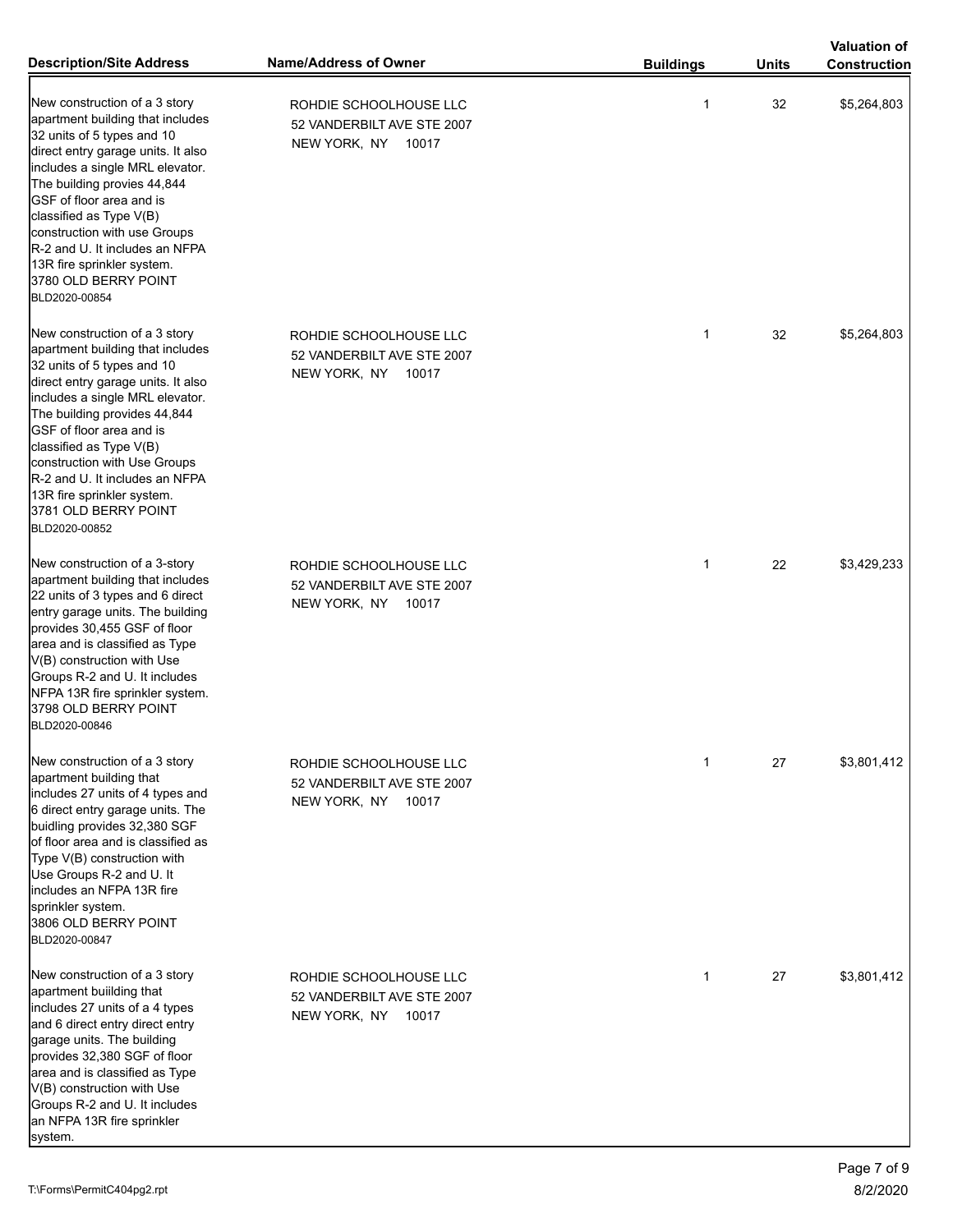| Description/Site Address | Name/Address of Owner | Buildings | Units | Valuation of Construction |
|---|---|---|---|---|
| New construction of a 3 story apartment building that includes 32 units of 5 types and 10 direct entry garage units. It also includes a single MRL elevator. The building provies 44,844 GSF of floor area and is classified as Type V(B) construction with use Groups R-2 and U. It includes an NFPA 13R fire sprinkler system. 3780 OLD BERRY POINT BLD2020-00854 | ROHDIE SCHOOLHOUSE LLC 52 VANDERBILT AVE STE 2007 NEW YORK, NY 10017 | 1 | 32 | $5,264,803 |
| New construction of a 3 story apartment building that includes 32 units of 5 types and 10 direct entry garage units. It also includes a single MRL elevator. The building provides 44,844 GSF of floor area and is classified as Type V(B) construction with Use Groups R-2 and U. It includes an NFPA 13R fire sprinkler system. 3781 OLD BERRY POINT BLD2020-00852 | ROHDIE SCHOOLHOUSE LLC 52 VANDERBILT AVE STE 2007 NEW YORK, NY 10017 | 1 | 32 | $5,264,803 |
| New construction of a 3-story apartment building that includes 22 units of 3 types and 6 direct entry garage units. The building provides 30,455 GSF of floor area and is classified as Type V(B) construction with Use Groups R-2 and U. It includes NFPA 13R fire sprinkler system. 3798 OLD BERRY POINT BLD2020-00846 | ROHDIE SCHOOLHOUSE LLC 52 VANDERBILT AVE STE 2007 NEW YORK, NY 10017 | 1 | 22 | $3,429,233 |
| New construction of a 3 story apartment building that includes 27 units of 4 types and 6 direct entry garage units. The buidling provides 32,380 SGF of floor area and is classified as Type V(B) construction with Use Groups R-2 and U. It includes an NFPA 13R fire sprinkler system. 3806 OLD BERRY POINT BLD2020-00847 | ROHDIE SCHOOLHOUSE LLC 52 VANDERBILT AVE STE 2007 NEW YORK, NY 10017 | 1 | 27 | $3,801,412 |
| New construction of a 3 story apartment buiilding that includes 27 units of a 4 types and 6 direct entry direct entry garage units. The building provides 32,380 SGF of floor area and is classified as Type V(B) construction with Use Groups R-2 and U. It includes an NFPA 13R fire sprinkler system. | ROHDIE SCHOOLHOUSE LLC 52 VANDERBILT AVE STE 2007 NEW YORK, NY 10017 | 1 | 27 | $3,801,412 |

T:\Forms\PermitC404pg2.rpt

8/2/2020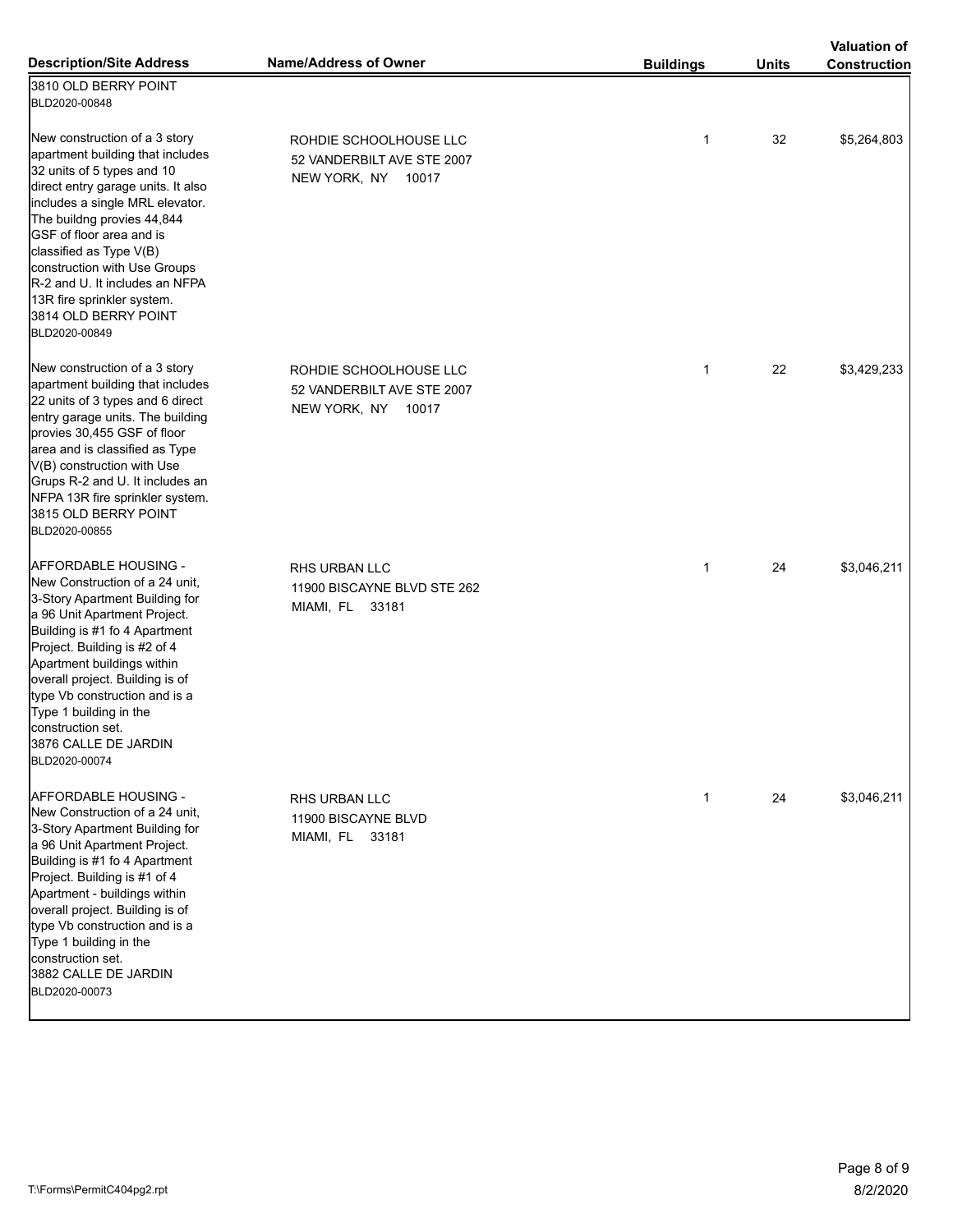| Description/Site Address | Name/Address of Owner | Buildings | Units | Valuation of Construction |
|---|---|---|---|---|
| 3810 OLD BERRY POINT<br>BLD2020-00848 | | | | |
| New construction of a 3 story apartment building that includes 32 units of 5 types and 10 direct entry garage units. It also includes a single MRL elevator. The buildng provies 44,844 GSF of floor area and is classified as Type V(B) construction with Use Groups R-2 and U. It includes an NFPA 13R fire sprinkler system.<br>3814 OLD BERRY POINT<br>BLD2020-00849 | ROHDIE SCHOOLHOUSE LLC<br>52 VANDERBILT AVE STE 2007<br>NEW YORK, NY 10017 | 1 | 32 | $5,264,803 |
| New construction of a 3 story apartment building that includes 22 units of 3 types and 6 direct entry garage units. The building provies 30,455 GSF of floor area and is classified as Type V(B) construction with Use Grups R-2 and U. It includes an NFPA 13R fire sprinkler system.<br>3815 OLD BERRY POINT<br>BLD2020-00855 | ROHDIE SCHOOLHOUSE LLC<br>52 VANDERBILT AVE STE 2007<br>NEW YORK, NY 10017 | 1 | 22 | $3,429,233 |
| AFFORDABLE HOUSING - New Construction of a 24 unit, 3-Story Apartment Building for a 96 Unit Apartment Project. Building is #1 fo 4 Apartment Project. Building is #2 of 4 Apartment buildings within overall project. Building is of type Vb construction and is a Type 1 building in the construction set.<br>3876 CALLE DE JARDIN<br>BLD2020-00074 | RHS URBAN LLC<br>11900 BISCAYNE BLVD STE 262<br>MIAMI, FL 33181 | 1 | 24 | $3,046,211 |
| AFFORDABLE HOUSING - New Construction of a 24 unit, 3-Story Apartment Building for a 96 Unit Apartment Project. Building is #1 fo 4 Apartment Project. Building is #1 of 4 Apartment - buildings within overall project. Building is of type Vb construction and is a Type 1 building in the construction set.<br>3882 CALLE DE JARDIN<br>BLD2020-00073 | RHS URBAN LLC<br>11900 BISCAYNE BLVD<br>MIAMI, FL 33181 | 1 | 24 | $3,046,211 |

T:\Forms\PermitC404pg2.rpt

8/2/2020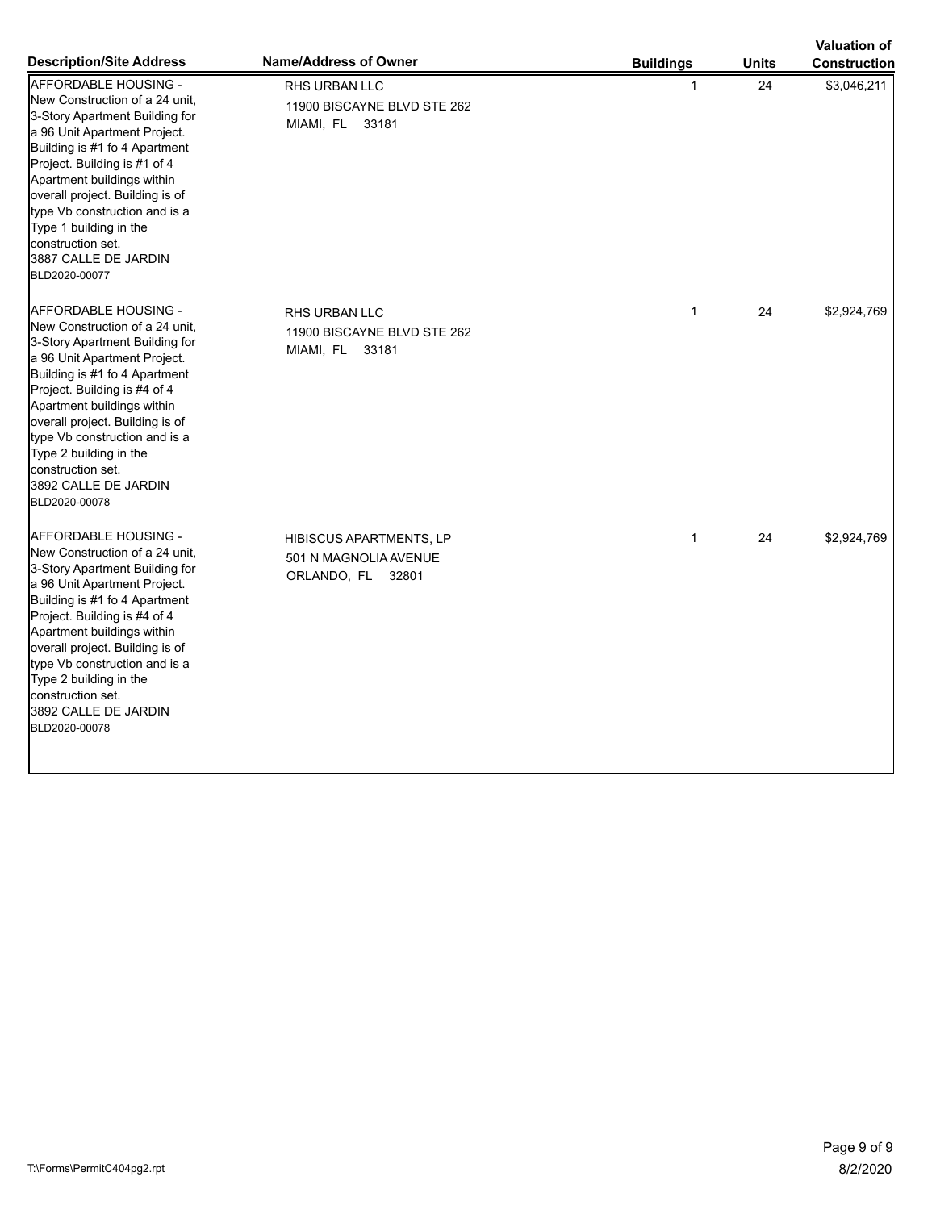| Description/Site Address | Name/Address of Owner | Buildings | Units | Valuation of Construction |
|---|---|---|---|---|
| AFFORDABLE HOUSING - New Construction of a 24 unit, 3-Story Apartment Building for a 96 Unit Apartment Project. Building is #1 fo 4 Apartment Project. Building is #1 of 4 Apartment buildings within overall project. Building is of type Vb construction and is a Type 1 building in the construction set. 3887 CALLE DE JARDIN BLD2020-00077 | RHS URBAN LLC 11900 BISCAYNE BLVD STE 262 MIAMI, FL 33181 | 1 | 24 | $3,046,211 |
| AFFORDABLE HOUSING - New Construction of a 24 unit, 3-Story Apartment Building for a 96 Unit Apartment Project. Building is #1 fo 4 Apartment Project. Building is #4 of 4 Apartment buildings within overall project. Building is of type Vb construction and is a Type 2 building in the construction set. 3892 CALLE DE JARDIN BLD2020-00078 | RHS URBAN LLC 11900 BISCAYNE BLVD STE 262 MIAMI, FL 33181 | 1 | 24 | $2,924,769 |
| AFFORDABLE HOUSING - New Construction of a 24 unit, 3-Story Apartment Building for a 96 Unit Apartment Project. Building is #1 fo 4 Apartment Project. Building is #4 of 4 Apartment buildings within overall project. Building is of type Vb construction and is a Type 2 building in the construction set. 3892 CALLE DE JARDIN BLD2020-00078 | HIBISCUS APARTMENTS, LP 501 N MAGNOLIA AVENUE ORLANDO, FL 32801 | 1 | 24 | $2,924,769 |

T:\Forms\PermitC404pg2.rpt

8/2/2020